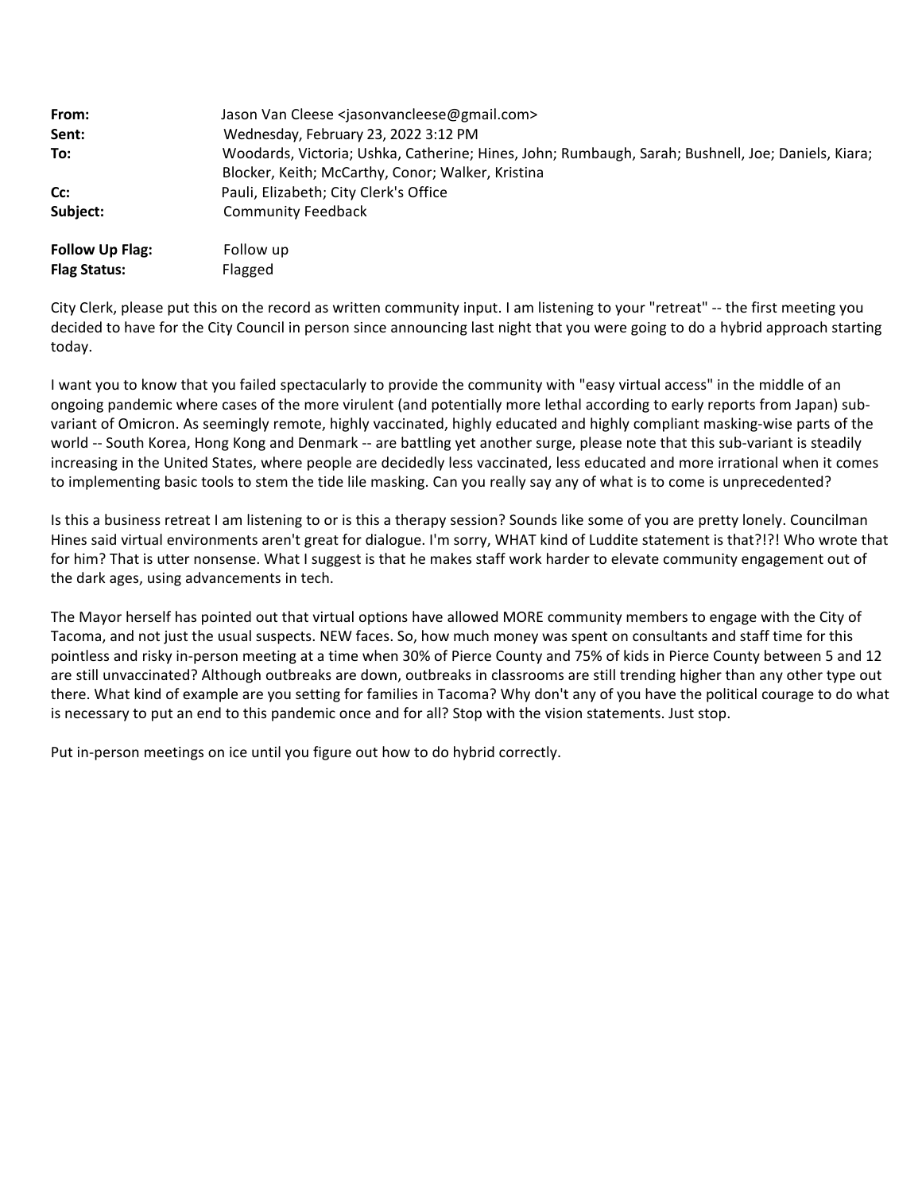| | |
|---|---|
| **From:** | Jason Van Cleese <jasonvancleese@gmail.com> |
| **Sent:** | Wednesday, February 23, 2022 3:12 PM |
| **To:** | Woodards, Victoria; Ushka, Catherine; Hines, John; Rumbaugh, Sarah; Bushnell, Joe; Daniels, Kiara; Blocker, Keith; McCarthy, Conor; Walker, Kristina |
| **Cc:** | Pauli, Elizabeth; City Clerk's Office |
| **Subject:** | Community Feedback |
| | |
| **Follow Up Flag:** | Follow up |
| **Flag Status:** | Flagged |

City Clerk, please put this on the record as written community input. I am listening to your "retreat" -- the first meeting you decided to have for the City Council in person since announcing last night that you were going to do a hybrid approach starting today.

I want you to know that you failed spectacularly to provide the community with "easy virtual access" in the middle of an ongoing pandemic where cases of the more virulent (and potentially more lethal according to early reports from Japan) sub-variant of Omicron. As seemingly remote, highly vaccinated, highly educated and highly compliant masking-wise parts of the world -- South Korea, Hong Kong and Denmark -- are battling yet another surge, please note that this sub-variant is steadily increasing in the United States, where people are decidedly less vaccinated, less educated and more irrational when it comes to implementing basic tools to stem the tide lile masking. Can you really say any of what is to come is unprecedented?

Is this a business retreat I am listening to or is this a therapy session? Sounds like some of you are pretty lonely. Councilman Hines said virtual environments aren't great for dialogue. I'm sorry, WHAT kind of Luddite statement is that?!?! Who wrote that for him? That is utter nonsense. What I suggest is that he makes staff work harder to elevate community engagement out of the dark ages, using advancements in tech.

The Mayor herself has pointed out that virtual options have allowed MORE community members to engage with the City of Tacoma, and not just the usual suspects. NEW faces. So, how much money was spent on consultants and staff time for this pointless and risky in-person meeting at a time when 30% of Pierce County and 75% of kids in Pierce County between 5 and 12 are still unvaccinated? Although outbreaks are down, outbreaks in classrooms are still trending higher than any other type out there. What kind of example are you setting for families in Tacoma? Why don't any of you have the political courage to do what is necessary to put an end to this pandemic once and for all? Stop with the vision statements. Just stop.

Put in-person meetings on ice until you figure out how to do hybrid correctly.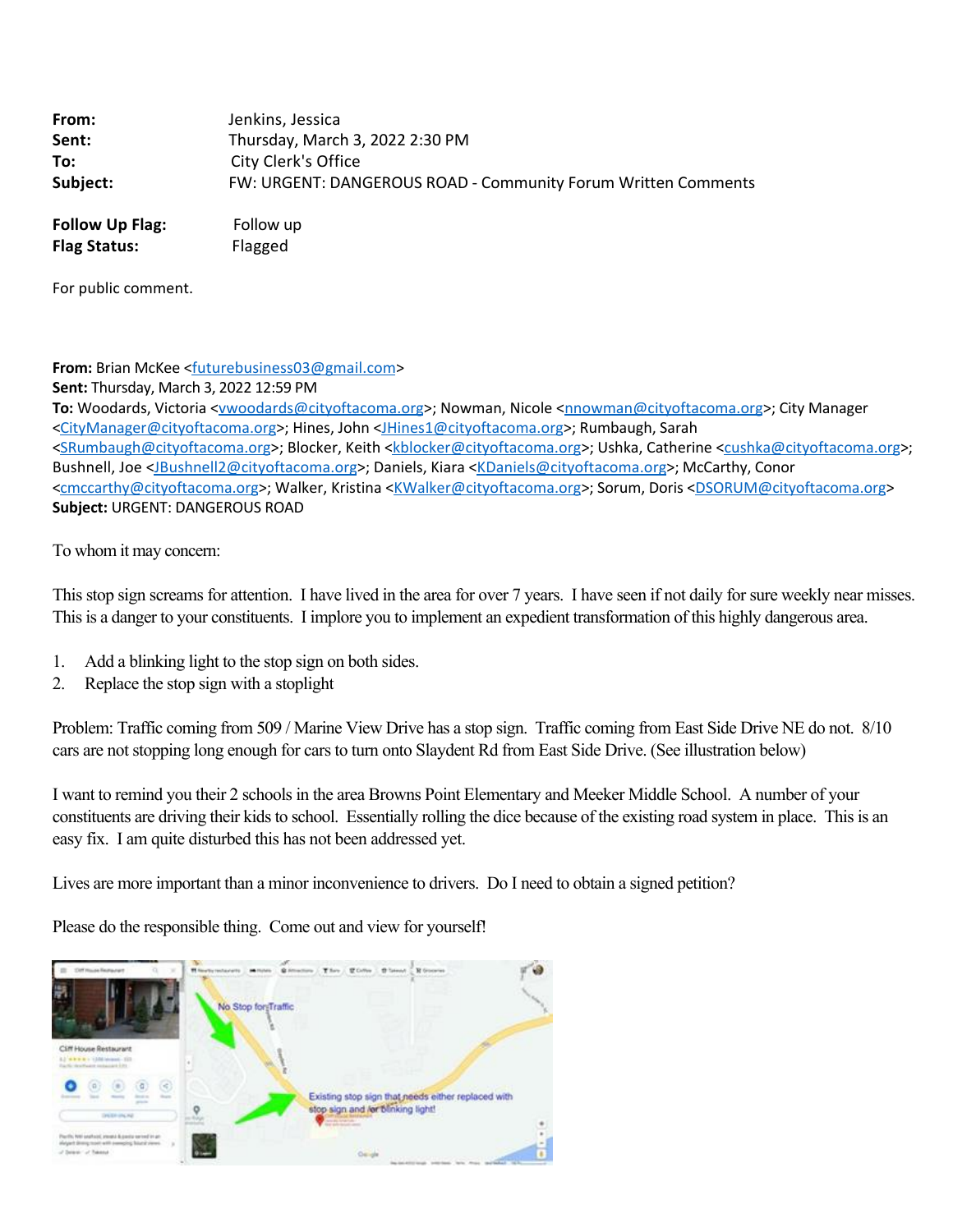| | |
|---|---|
| **From:** | Jenkins, Jessica |
| **Sent:** | Thursday, March 3, 2022 2:30 PM |
| **To:** | City Clerk's Office |
| **Subject:** | FW: URGENT: DANGEROUS ROAD - Community Forum Written Comments |

| | |
|---|---|
| **Follow Up Flag:** | Follow up |
| **Flag Status:** | Flagged |

For public comment.

**From:** Brian McKee <futurebusiness03@gmail.com>
**Sent:** Thursday, March 3, 2022 12:59 PM
**To:** Woodards, Victoria <vwoodards@cityoftacoma.org>; Nowman, Nicole <nnowman@cityoftacoma.org>; City Manager <CityManager@cityoftacoma.org>; Hines, John <JHines1@cityoftacoma.org>; Rumbaugh, Sarah <SRumbaugh@cityoftacoma.org>; Blocker, Keith <kblocker@cityoftacoma.org>; Ushka, Catherine <cushka@cityoftacoma.org>; Bushnell, Joe <JBushnell2@cityoftacoma.org>; Daniels, Kiara <KDaniels@cityoftacoma.org>; McCarthy, Conor <cmccarthy@cityoftacoma.org>; Walker, Kristina <KWalker@cityoftacoma.org>; Sorum, Doris <DSORUM@cityoftacoma.org>
**Subject:** URGENT: DANGEROUS ROAD

To whom it may concern:

This stop sign screams for attention. I have lived in the area for over 7 years. I have seen if not daily for sure weekly near misses. This is a danger to your constituents. I implore you to implement an expedient transformation of this highly dangerous area.

1. Add a blinking light to the stop sign on both sides.
2. Replace the stop sign with a stoplight

Problem: Traffic coming from 509 / Marine View Drive has a stop sign. Traffic coming from East Side Drive NE do not. 8/10 cars are not stopping long enough for cars to turn onto Slaydent Rd from East Side Drive. (See illustration below)

I want to remind you their 2 schools in the area Browns Point Elementary and Meeker Middle School. A number of your constituents are driving their kids to school. Essentially rolling the dice because of the existing road system in place. This is an easy fix. I am quite disturbed this has not been addressed yet.

Lives are more important than a minor inconvenience to drivers. Do I need to obtain a signed petition?

Please do the responsible thing. Come out and view for yourself!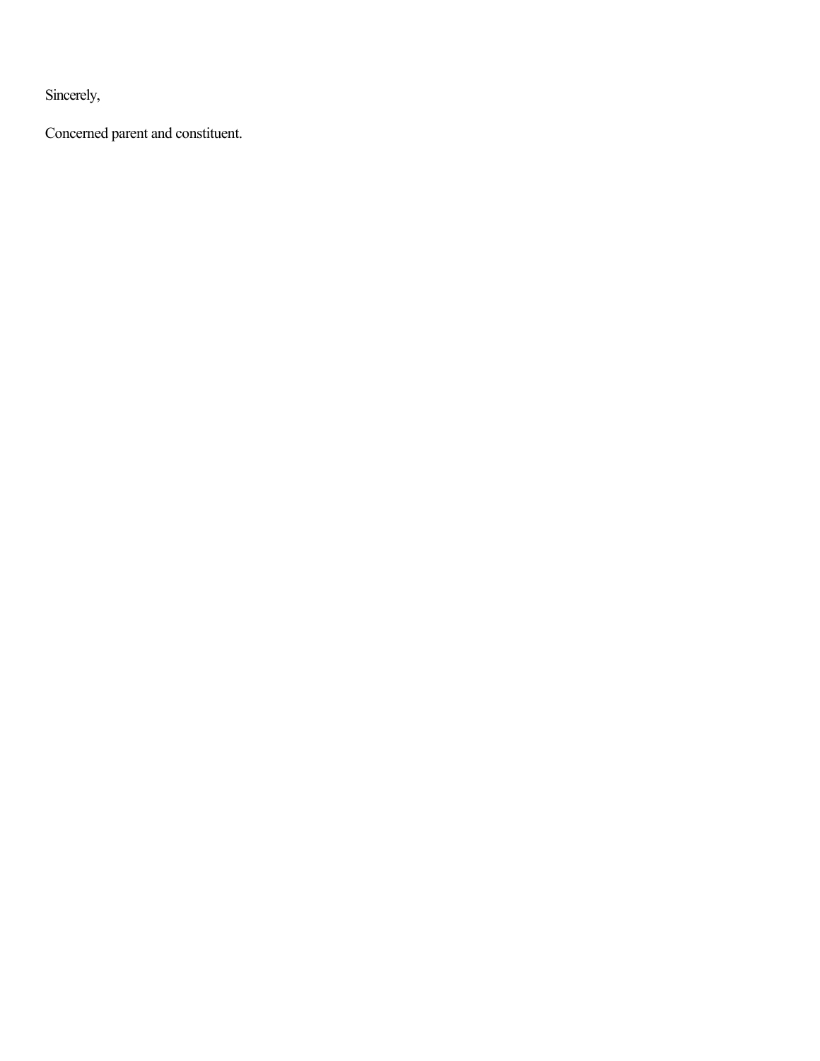Sincerely,

Concerned parent and constituent.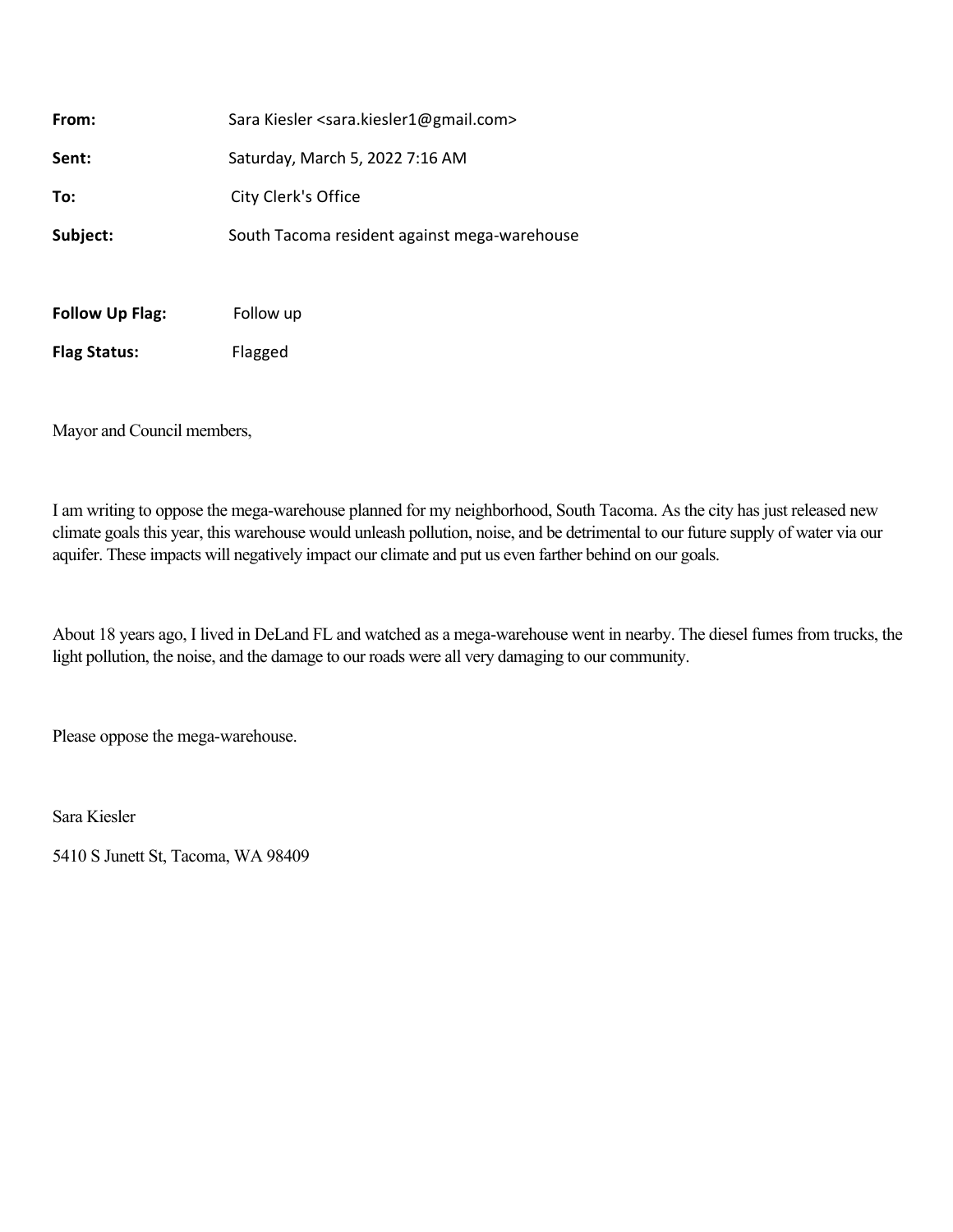| | |
|---|---|
| **From:** | Sara Kiesler <sara.kiesler1@gmail.com> |
| **Sent:** | Saturday, March 5, 2022 7:16 AM |
| **To:** | City Clerk's Office |
| **Subject:** | South Tacoma resident against mega-warehouse |

| | |
|---|---|
| **Follow Up Flag:** | Follow up |
| **Flag Status:** | Flagged |

Mayor and Council members,

I am writing to oppose the mega-warehouse planned for my neighborhood, South Tacoma. As the city has just released new climate goals this year, this warehouse would unleash pollution, noise, and be detrimental to our future supply of water via our aquifer. These impacts will negatively impact our climate and put us even farther behind on our goals.

About 18 years ago, I lived in DeLand FL and watched as a mega-warehouse went in nearby. The diesel fumes from trucks, the light pollution, the noise, and the damage to our roads were all very damaging to our community.

Please oppose the mega-warehouse.

Sara Kiesler

5410 S Junett St, Tacoma, WA 98409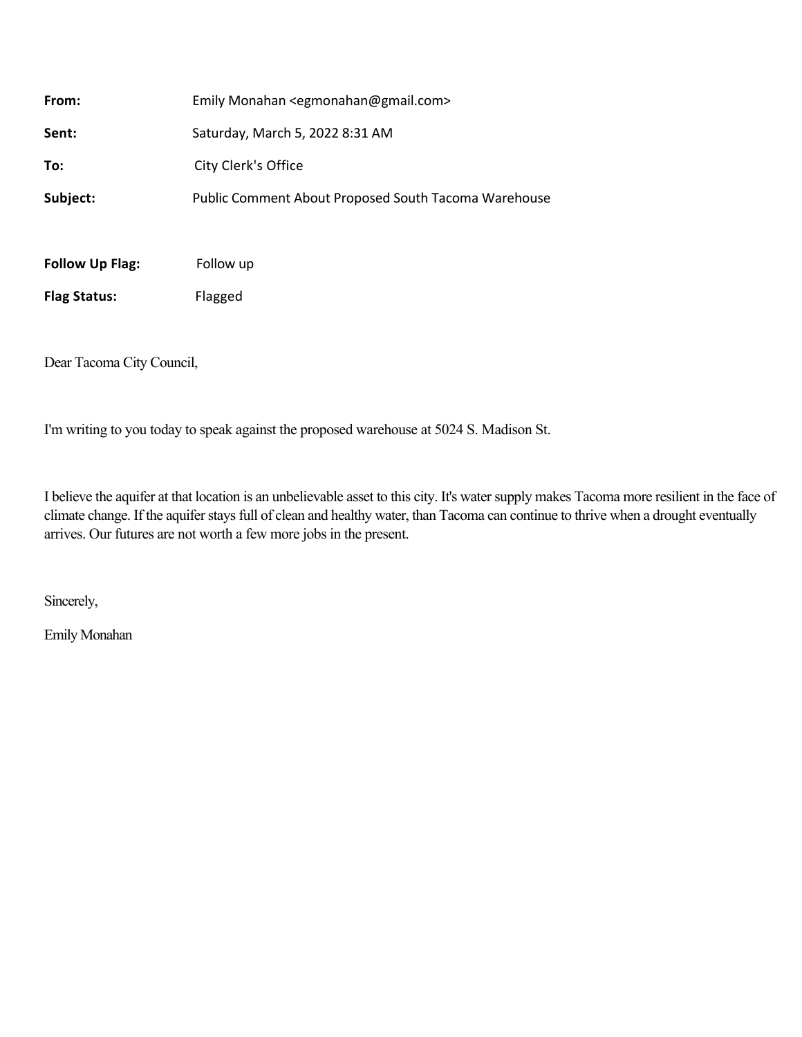**From:** Emily Monahan <egmonahan@gmail.com>

**Sent:** Saturday, March 5, 2022 8:31 AM

**To:** City Clerk's Office

**Subject:** Public Comment About Proposed South Tacoma Warehouse

**Follow Up Flag:** Follow up

**Flag Status:** Flagged

Dear Tacoma City Council,

I'm writing to you today to speak against the proposed warehouse at 5024 S. Madison St.

I believe the aquifer at that location is an unbelievable asset to this city. It's water supply makes Tacoma more resilient in the face of climate change. If the aquifer stays full of clean and healthy water, than Tacoma can continue to thrive when a drought eventually arrives. Our futures are not worth a few more jobs in the present.

Sincerely,

Emily Monahan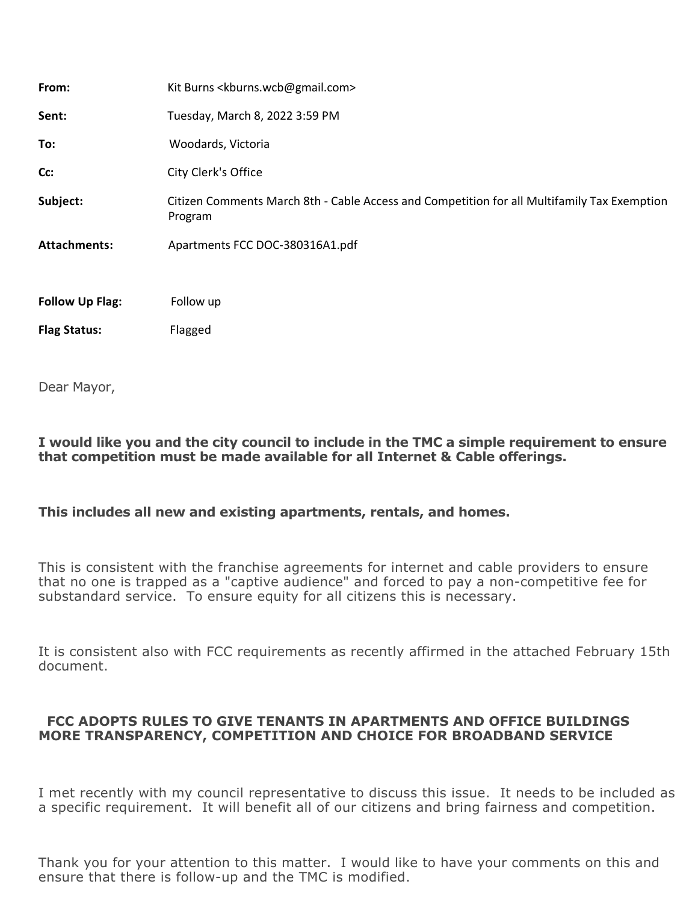| | |
|---|---|
| **From:** | Kit Burns <kburns.wcb@gmail.com> |
| **Sent:** | Tuesday, March 8, 2022 3:59 PM |
| **To:** | Woodards, Victoria |
| **Cc:** | City Clerk's Office |
| **Subject:** | Citizen Comments March 8th - Cable Access and Competition for all Multifamily Tax Exemption Program |
| **Attachments:** | Apartments FCC DOC-380316A1.pdf |
| **Follow Up Flag:** | Follow up |
| **Flag Status:** | Flagged |

Dear Mayor,

**I would like you and the city council to include in the TMC a simple requirement to ensure that competition must be made available for all Internet & Cable offerings.**

**This includes all new and existing apartments, rentals, and homes.**

This is consistent with the franchise agreements for internet and cable providers to ensure that no one is trapped as a "captive audience" and forced to pay a non-competitive fee for substandard service. To ensure equity for all citizens this is necessary.

It is consistent also with FCC requirements as recently affirmed in the attached February 15th document.

**FCC ADOPTS RULES TO GIVE TENANTS IN APARTMENTS AND OFFICE BUILDINGS MORE TRANSPARENCY, COMPETITION AND CHOICE FOR BROADBAND SERVICE**

I met recently with my council representative to discuss this issue. It needs to be included as a specific requirement. It will benefit all of our citizens and bring fairness and competition.

Thank you for your attention to this matter. I would like to have your comments on this and ensure that there is follow-up and the TMC is modified.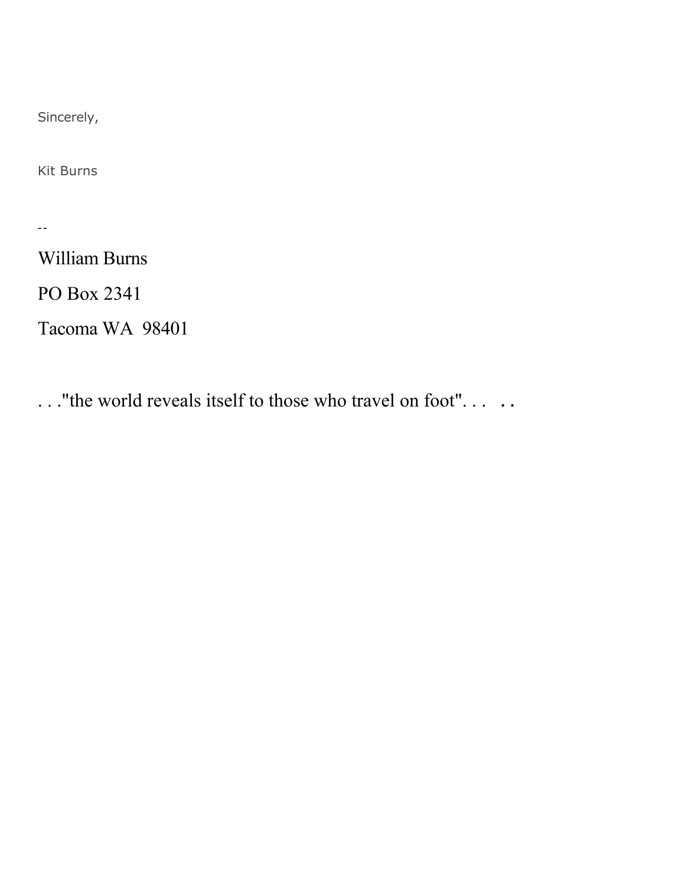Sincerely,

Kit Burns

--

William Burns

PO Box 2341

Tacoma WA  98401

. . ."the world reveals itself to those who travel on foot". . .   . .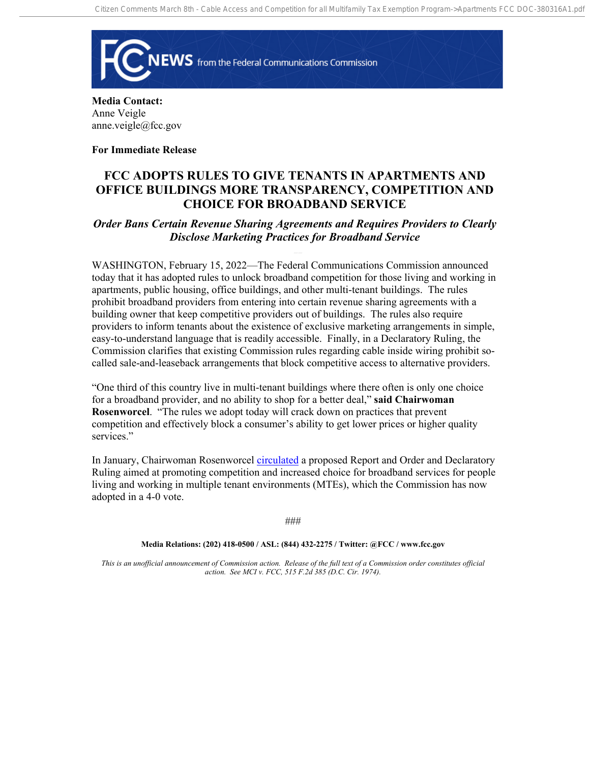**NEWS** from the Federal Communications Commission

**Media Contact:**
Anne Veigle
anne.veigle@fcc.gov

**For Immediate Release**

# FCC ADOPTS RULES TO GIVE TENANTS IN APARTMENTS AND OFFICE BUILDINGS MORE TRANSPARENCY, COMPETITION AND CHOICE FOR BROADBAND SERVICE

***Order Bans Certain Revenue Sharing Agreements and Requires Providers to Clearly Disclose Marketing Practices for Broadband Service***

WASHINGTON, February 15, 2022—The Federal Communications Commission announced today that it has adopted rules to unlock broadband competition for those living and working in apartments, public housing, office buildings, and other multi-tenant buildings. The rules prohibit broadband providers from entering into certain revenue sharing agreements with a building owner that keep competitive providers out of buildings. The rules also require providers to inform tenants about the existence of exclusive marketing arrangements in simple, easy-to-understand language that is readily accessible. Finally, in a Declaratory Ruling, the Commission clarifies that existing Commission rules regarding cable inside wiring prohibit so-called sale-and-leaseback arrangements that block competitive access to alternative providers.

"One third of this country live in multi-tenant buildings where there often is only one choice for a broadband provider, and no ability to shop for a better deal," **said Chairwoman Rosenworcel**. "The rules we adopt today will crack down on practices that prevent competition and effectively block a consumer's ability to get lower prices or higher quality services."

In January, Chairwoman Rosenworcel circulated a proposed Report and Order and Declaratory Ruling aimed at promoting competition and increased choice for broadband services for people living and working in multiple tenant environments (MTEs), which the Commission has now adopted in a 4-0 vote.

###

**Media Relations: (202) 418-0500 / ASL: (844) 432-2275 / Twitter: @FCC / www.fcc.gov**

*This is an unofficial announcement of Commission action. Release of the full text of a Commission order constitutes official action. See MCI v. FCC, 515 F.2d 385 (D.C. Cir. 1974).*